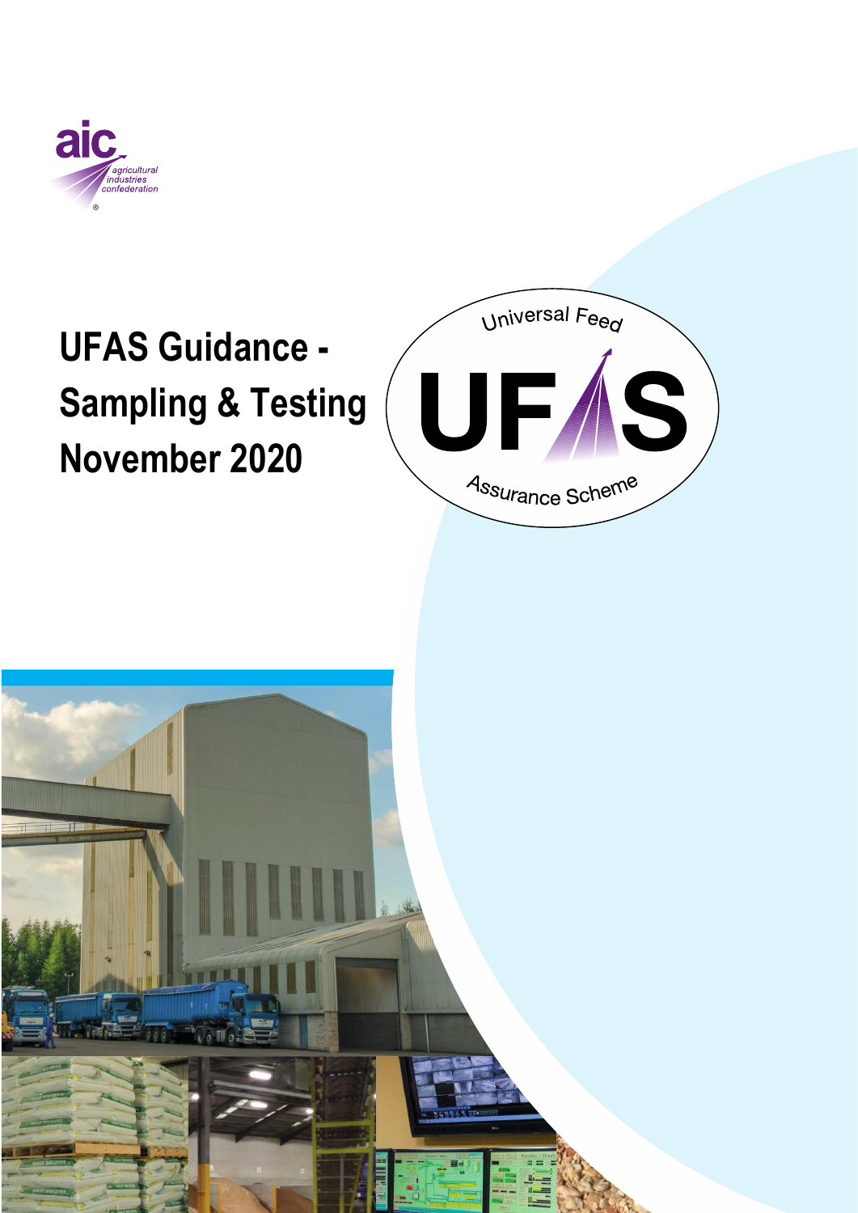# UFAS Guidance - Sampling & Testing November 2020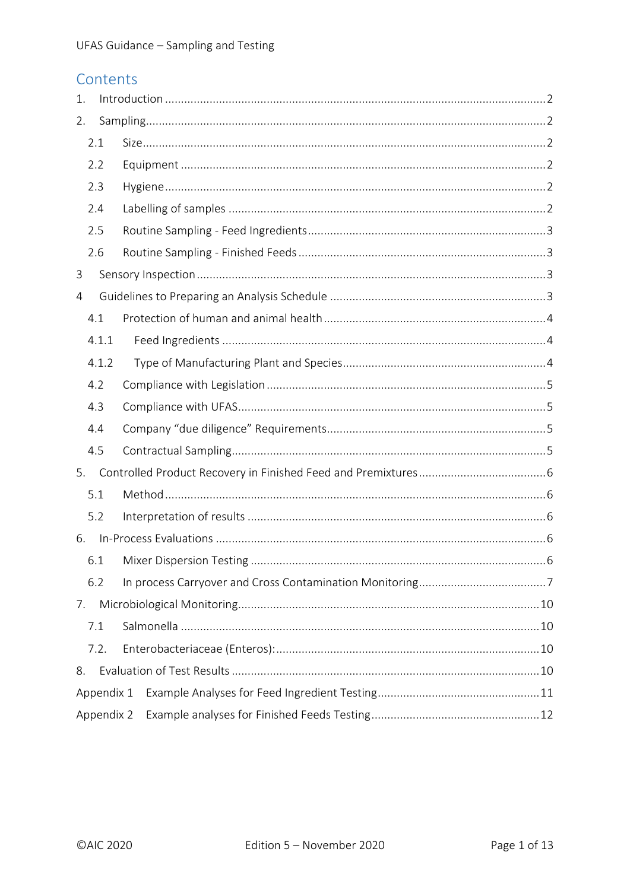## Contents

1. Introduction ........ 2
2. Sampling ........ 2
   - 2.1 Size ........ 2
   - 2.2 Equipment ........ 2
   - 2.3 Hygiene ........ 2
   - 2.4 Labelling of samples ........ 2
   - 2.5 Routine Sampling - Feed Ingredients ........ 3
   - 2.6 Routine Sampling - Finished Feeds ........ 3
3. Sensory Inspection ........ 3
4. Guidelines to Preparing an Analysis Schedule ........ 3
   - 4.1 Protection of human and animal health ........ 4
     - 4.1.1 Feed Ingredients ........ 4
     - 4.1.2 Type of Manufacturing Plant and Species ........ 4
   - 4.2 Compliance with Legislation ........ 5
   - 4.3 Compliance with UFAS ........ 5
   - 4.4 Company "due diligence" Requirements ........ 5
   - 4.5 Contractual Sampling ........ 5
5. Controlled Product Recovery in Finished Feed and Premixtures ........ 6
   - 5.1 Method ........ 6
   - 5.2 Interpretation of results ........ 6
6. In-Process Evaluations ........ 6
   - 6.1 Mixer Dispersion Testing ........ 6
   - 6.2 In process Carryover and Cross Contamination Monitoring ........ 7
7. Microbiological Monitoring ........ 10
   - 7.1 Salmonella ........ 10
   - 7.2. Enterobacteriaceae (Enteros): ........ 10
8. Evaluation of Test Results ........ 10

Appendix 1 Example Analyses for Feed Ingredient Testing ........ 11

Appendix 2 Example analyses for Finished Feeds Testing ........ 12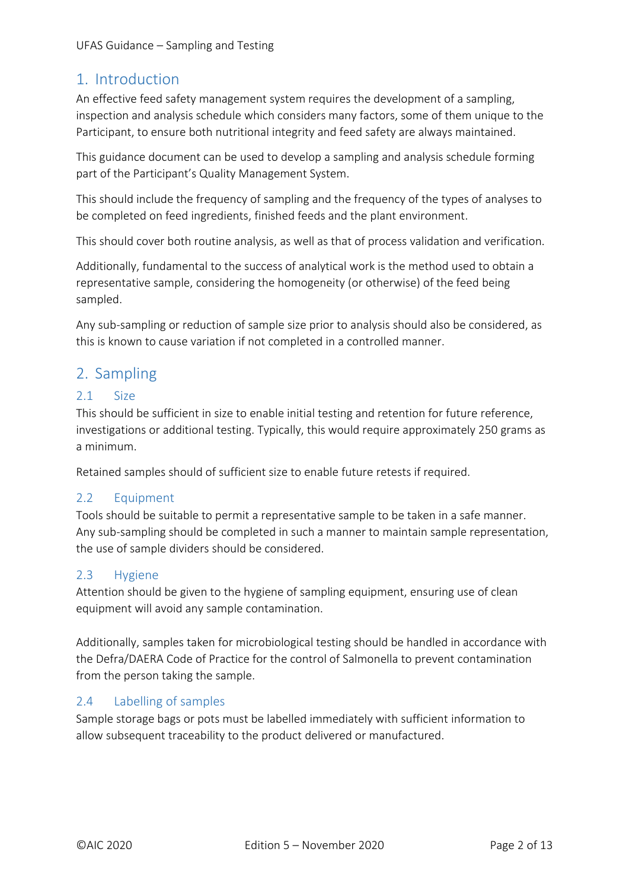## 1. Introduction

An effective feed safety management system requires the development of a sampling, inspection and analysis schedule which considers many factors, some of them unique to the Participant, to ensure both nutritional integrity and feed safety are always maintained.

This guidance document can be used to develop a sampling and analysis schedule forming part of the Participant's Quality Management System.

This should include the frequency of sampling and the frequency of the types of analyses to be completed on feed ingredients, finished feeds and the plant environment.

This should cover both routine analysis, as well as that of process validation and verification.

Additionally, fundamental to the success of analytical work is the method used to obtain a representative sample, considering the homogeneity (or otherwise) of the feed being sampled.

Any sub-sampling or reduction of sample size prior to analysis should also be considered, as this is known to cause variation if not completed in a controlled manner.

## 2. Sampling

### 2.1 Size

This should be sufficient in size to enable initial testing and retention for future reference, investigations or additional testing. Typically, this would require approximately 250 grams as a minimum.

Retained samples should of sufficient size to enable future retests if required.

### 2.2 Equipment

Tools should be suitable to permit a representative sample to be taken in a safe manner. Any sub-sampling should be completed in such a manner to maintain sample representation, the use of sample dividers should be considered.

### 2.3 Hygiene

Attention should be given to the hygiene of sampling equipment, ensuring use of clean equipment will avoid any sample contamination.

Additionally, samples taken for microbiological testing should be handled in accordance with the Defra/DAERA Code of Practice for the control of Salmonella to prevent contamination from the person taking the sample.

### 2.4 Labelling of samples

Sample storage bags or pots must be labelled immediately with sufficient information to allow subsequent traceability to the product delivered or manufactured.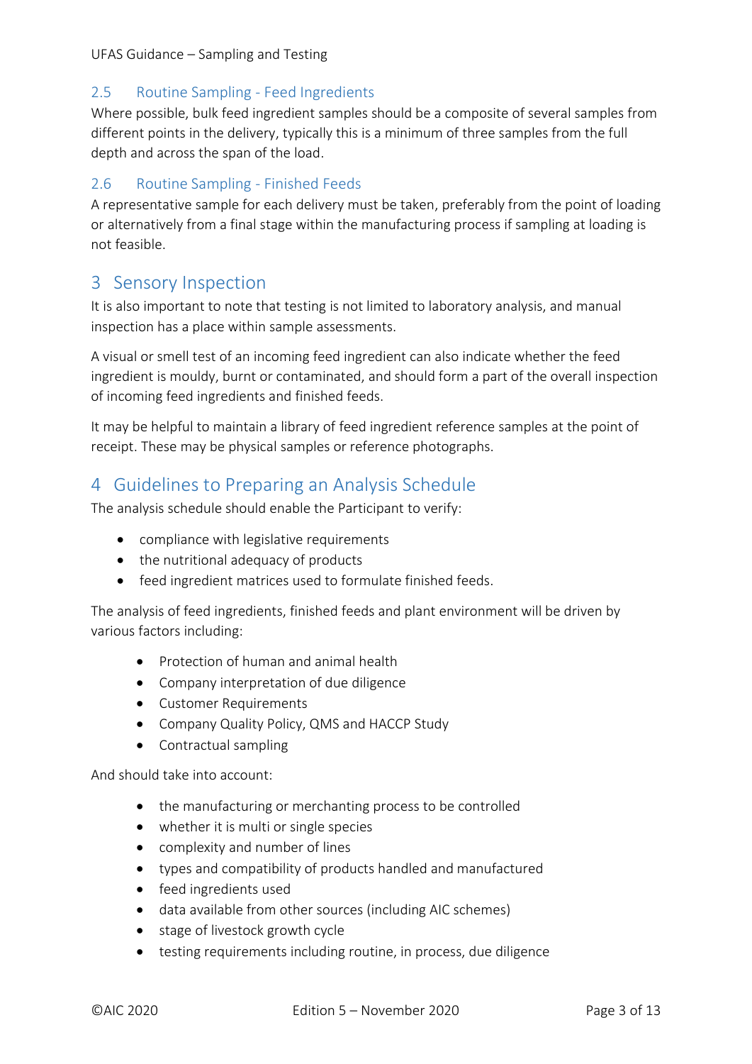### 2.5 Routine Sampling - Feed Ingredients

Where possible, bulk feed ingredient samples should be a composite of several samples from different points in the delivery, typically this is a minimum of three samples from the full depth and across the span of the load.

### 2.6 Routine Sampling - Finished Feeds

A representative sample for each delivery must be taken, preferably from the point of loading or alternatively from a final stage within the manufacturing process if sampling at loading is not feasible.

## 3 Sensory Inspection

It is also important to note that testing is not limited to laboratory analysis, and manual inspection has a place within sample assessments.

A visual or smell test of an incoming feed ingredient can also indicate whether the feed ingredient is mouldy, burnt or contaminated, and should form a part of the overall inspection of incoming feed ingredients and finished feeds.

It may be helpful to maintain a library of feed ingredient reference samples at the point of receipt. These may be physical samples or reference photographs.

## 4 Guidelines to Preparing an Analysis Schedule

The analysis schedule should enable the Participant to verify:

- compliance with legislative requirements
- the nutritional adequacy of products
- feed ingredient matrices used to formulate finished feeds.

The analysis of feed ingredients, finished feeds and plant environment will be driven by various factors including:

- Protection of human and animal health
- Company interpretation of due diligence
- Customer Requirements
- Company Quality Policy, QMS and HACCP Study
- Contractual sampling

And should take into account:

- the manufacturing or merchanting process to be controlled
- whether it is multi or single species
- complexity and number of lines
- types and compatibility of products handled and manufactured
- feed ingredients used
- data available from other sources (including AIC schemes)
- stage of livestock growth cycle
- testing requirements including routine, in process, due diligence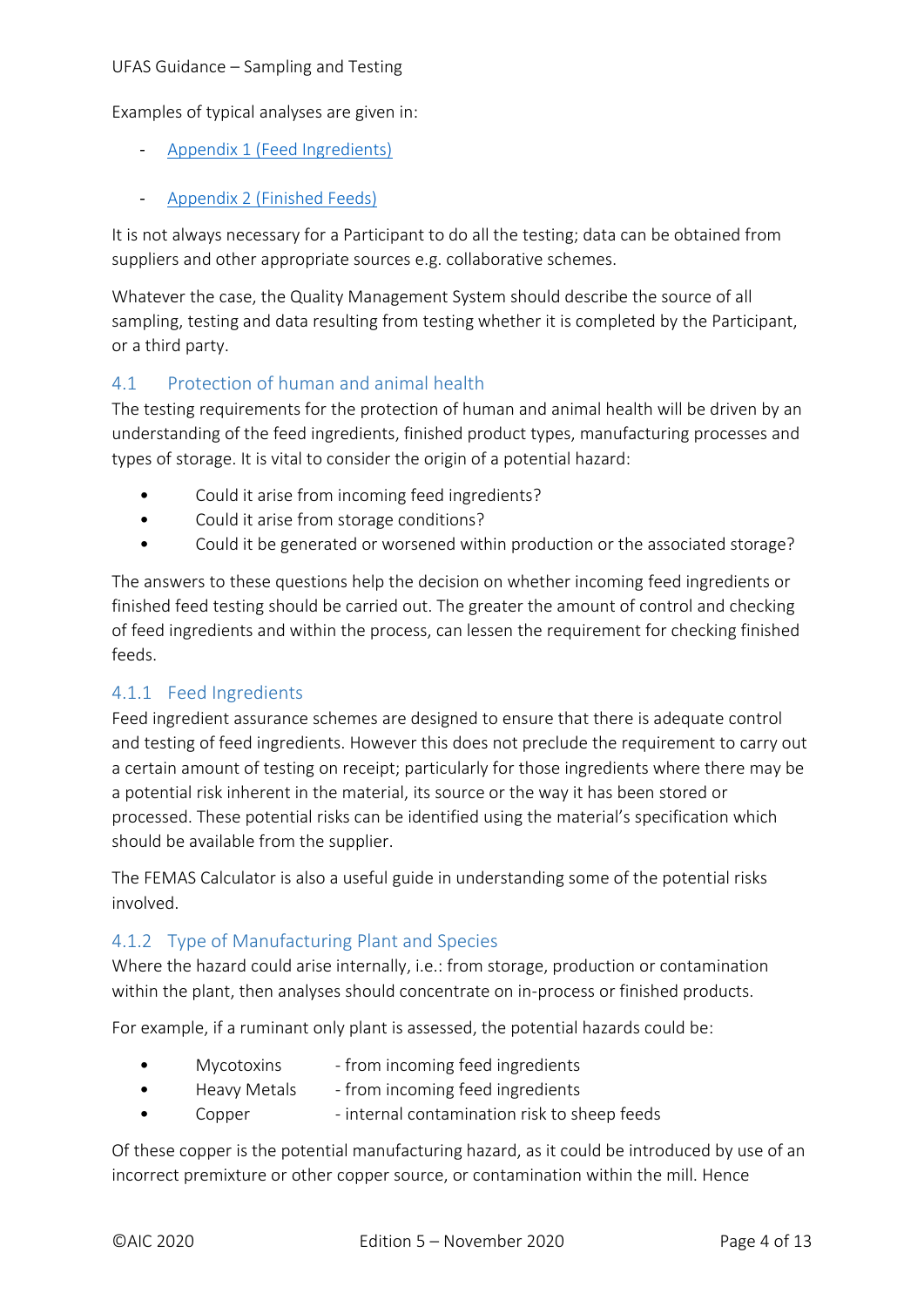Examples of typical analyses are given in:

- [Appendix 1 (Feed Ingredients)]
- [Appendix 2 (Finished Feeds)]

It is not always necessary for a Participant to do all the testing; data can be obtained from suppliers and other appropriate sources e.g. collaborative schemes.

Whatever the case, the Quality Management System should describe the source of all sampling, testing and data resulting from testing whether it is completed by the Participant, or a third party.

## 4.1 Protection of human and animal health

The testing requirements for the protection of human and animal health will be driven by an understanding of the feed ingredients, finished product types, manufacturing processes and types of storage. It is vital to consider the origin of a potential hazard:

- Could it arise from incoming feed ingredients?
- Could it arise from storage conditions?
- Could it be generated or worsened within production or the associated storage?

The answers to these questions help the decision on whether incoming feed ingredients or finished feed testing should be carried out. The greater the amount of control and checking of feed ingredients and within the process, can lessen the requirement for checking finished feeds.

### 4.1.1 Feed Ingredients

Feed ingredient assurance schemes are designed to ensure that there is adequate control and testing of feed ingredients. However this does not preclude the requirement to carry out a certain amount of testing on receipt; particularly for those ingredients where there may be a potential risk inherent in the material, its source or the way it has been stored or processed. These potential risks can be identified using the material's specification which should be available from the supplier.

The FEMAS Calculator is also a useful guide in understanding some of the potential risks involved.

### 4.1.2 Type of Manufacturing Plant and Species

Where the hazard could arise internally, i.e.: from storage, production or contamination within the plant, then analyses should concentrate on in-process or finished products.

For example, if a ruminant only plant is assessed, the potential hazards could be:

- Mycotoxins - from incoming feed ingredients
- Heavy Metals - from incoming feed ingredients
- Copper - internal contamination risk to sheep feeds

Of these copper is the potential manufacturing hazard, as it could be introduced by use of an incorrect premixture or other copper source, or contamination within the mill. Hence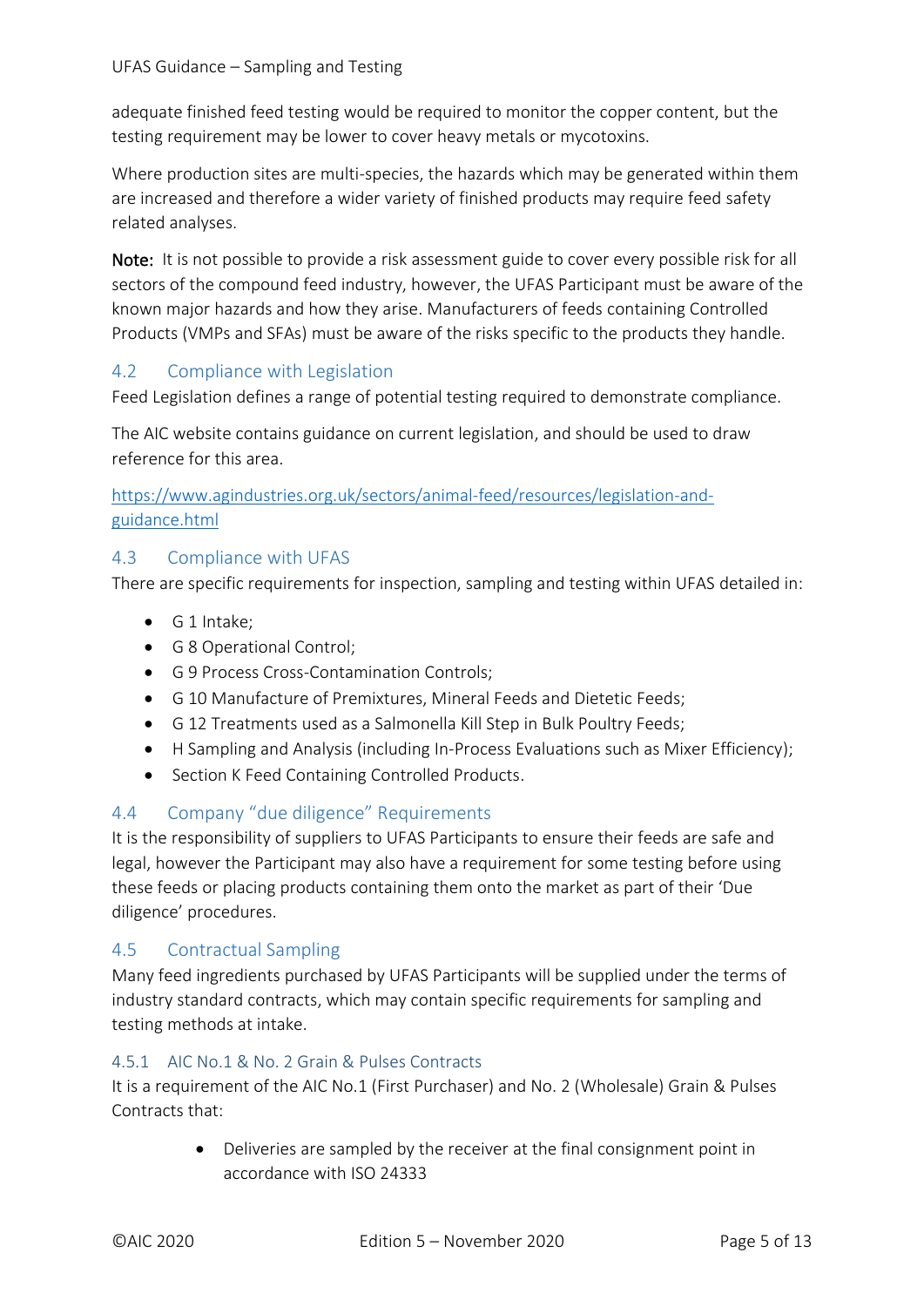adequate finished feed testing would be required to monitor the copper content, but the testing requirement may be lower to cover heavy metals or mycotoxins.

Where production sites are multi-species, the hazards which may be generated within them are increased and therefore a wider variety of finished products may require feed safety related analyses.

**Note:** It is not possible to provide a risk assessment guide to cover every possible risk for all sectors of the compound feed industry, however, the UFAS Participant must be aware of the known major hazards and how they arise. Manufacturers of feeds containing Controlled Products (VMPs and SFAs) must be aware of the risks specific to the products they handle.

## 4.2 Compliance with Legislation

Feed Legislation defines a range of potential testing required to demonstrate compliance.

The AIC website contains guidance on current legislation, and should be used to draw reference for this area.

https://www.agindustries.org.uk/sectors/animal-feed/resources/legislation-and-guidance.html

## 4.3 Compliance with UFAS

There are specific requirements for inspection, sampling and testing within UFAS detailed in:

- G 1 Intake;
- G 8 Operational Control;
- G 9 Process Cross-Contamination Controls;
- G 10 Manufacture of Premixtures, Mineral Feeds and Dietetic Feeds;
- G 12 Treatments used as a Salmonella Kill Step in Bulk Poultry Feeds;
- H Sampling and Analysis (including In-Process Evaluations such as Mixer Efficiency);
- Section K Feed Containing Controlled Products.

## 4.4 Company "due diligence" Requirements

It is the responsibility of suppliers to UFAS Participants to ensure their feeds are safe and legal, however the Participant may also have a requirement for some testing before using these feeds or placing products containing them onto the market as part of their 'Due diligence' procedures.

## 4.5 Contractual Sampling

Many feed ingredients purchased by UFAS Participants will be supplied under the terms of industry standard contracts, which may contain specific requirements for sampling and testing methods at intake.

### 4.5.1 AIC No.1 & No. 2 Grain & Pulses Contracts

It is a requirement of the AIC No.1 (First Purchaser) and No. 2 (Wholesale) Grain & Pulses Contracts that:

- Deliveries are sampled by the receiver at the final consignment point in accordance with ISO 24333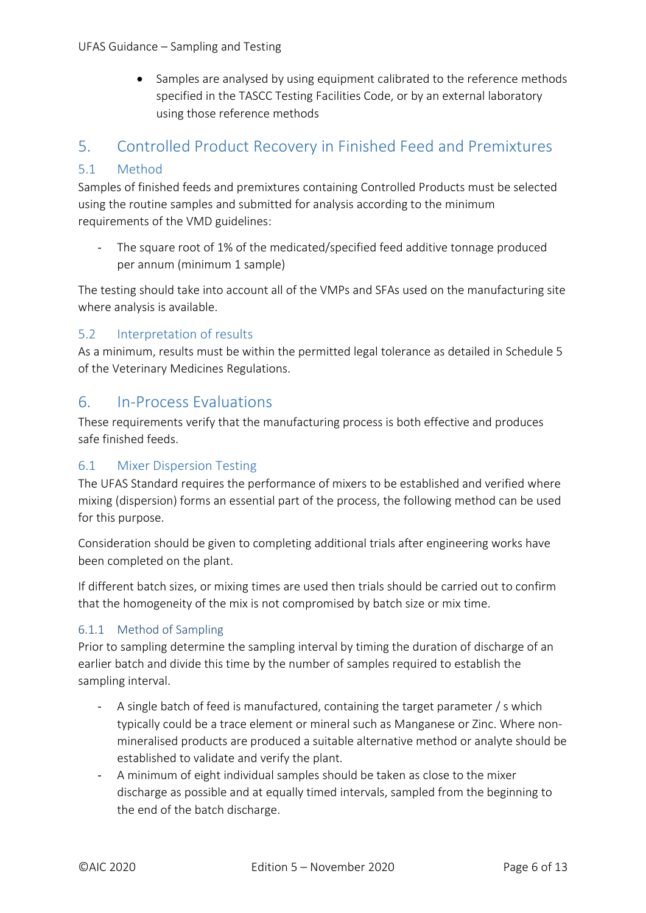- Samples are analysed by using equipment calibrated to the reference methods specified in the TASCC Testing Facilities Code, or by an external laboratory using those reference methods

## 5. Controlled Product Recovery in Finished Feed and Premixtures

### 5.1 Method

Samples of finished feeds and premixtures containing Controlled Products must be selected using the routine samples and submitted for analysis according to the minimum requirements of the VMD guidelines:

- The square root of 1% of the medicated/specified feed additive tonnage produced per annum (minimum 1 sample)

The testing should take into account all of the VMPs and SFAs used on the manufacturing site where analysis is available.

### 5.2 Interpretation of results

As a minimum, results must be within the permitted legal tolerance as detailed in Schedule 5 of the Veterinary Medicines Regulations.

## 6. In-Process Evaluations

These requirements verify that the manufacturing process is both effective and produces safe finished feeds.

### 6.1 Mixer Dispersion Testing

The UFAS Standard requires the performance of mixers to be established and verified where mixing (dispersion) forms an essential part of the process, the following method can be used for this purpose.

Consideration should be given to completing additional trials after engineering works have been completed on the plant.

If different batch sizes, or mixing times are used then trials should be carried out to confirm that the homogeneity of the mix is not compromised by batch size or mix time.

#### 6.1.1 Method of Sampling

Prior to sampling determine the sampling interval by timing the duration of discharge of an earlier batch and divide this time by the number of samples required to establish the sampling interval.

- A single batch of feed is manufactured, containing the target parameter / s which typically could be a trace element or mineral such as Manganese or Zinc. Where non-mineralised products are produced a suitable alternative method or analyte should be established to validate and verify the plant.
- A minimum of eight individual samples should be taken as close to the mixer discharge as possible and at equally timed intervals, sampled from the beginning to the end of the batch discharge.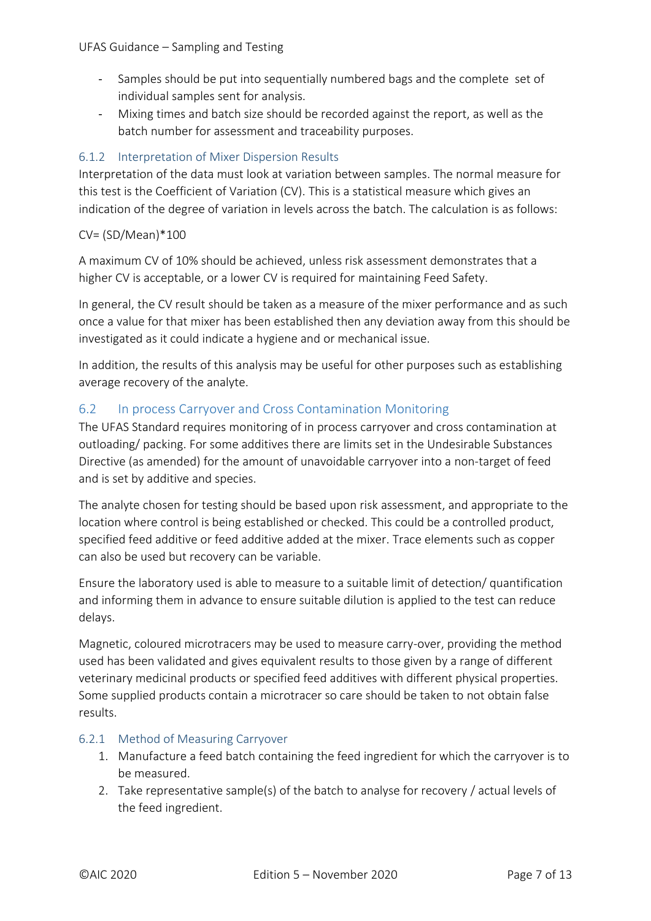- Samples should be put into sequentially numbered bags and the complete set of individual samples sent for analysis.
- Mixing times and batch size should be recorded against the report, as well as the batch number for assessment and traceability purposes.

### 6.1.2 Interpretation of Mixer Dispersion Results

Interpretation of the data must look at variation between samples. The normal measure for this test is the Coefficient of Variation (CV). This is a statistical measure which gives an indication of the degree of variation in levels across the batch. The calculation is as follows:

$CV = (SD/Mean)*100$

A maximum CV of 10% should be achieved, unless risk assessment demonstrates that a higher CV is acceptable, or a lower CV is required for maintaining Feed Safety.

In general, the CV result should be taken as a measure of the mixer performance and as such once a value for that mixer has been established then any deviation away from this should be investigated as it could indicate a hygiene and or mechanical issue.

In addition, the results of this analysis may be useful for other purposes such as establishing average recovery of the analyte.

## 6.2 In process Carryover and Cross Contamination Monitoring

The UFAS Standard requires monitoring of in process carryover and cross contamination at outloading/ packing. For some additives there are limits set in the Undesirable Substances Directive (as amended) for the amount of unavoidable carryover into a non-target of feed and is set by additive and species.

The analyte chosen for testing should be based upon risk assessment, and appropriate to the location where control is being established or checked. This could be a controlled product, specified feed additive or feed additive added at the mixer. Trace elements such as copper can also be used but recovery can be variable.

Ensure the laboratory used is able to measure to a suitable limit of detection/ quantification and informing them in advance to ensure suitable dilution is applied to the test can reduce delays.

Magnetic, coloured microtracers may be used to measure carry-over, providing the method used has been validated and gives equivalent results to those given by a range of different veterinary medicinal products or specified feed additives with different physical properties. Some supplied products contain a microtracer so care should be taken to not obtain false results.

### 6.2.1 Method of Measuring Carryover

1. Manufacture a feed batch containing the feed ingredient for which the carryover is to be measured.
2. Take representative sample(s) of the batch to analyse for recovery / actual levels of the feed ingredient.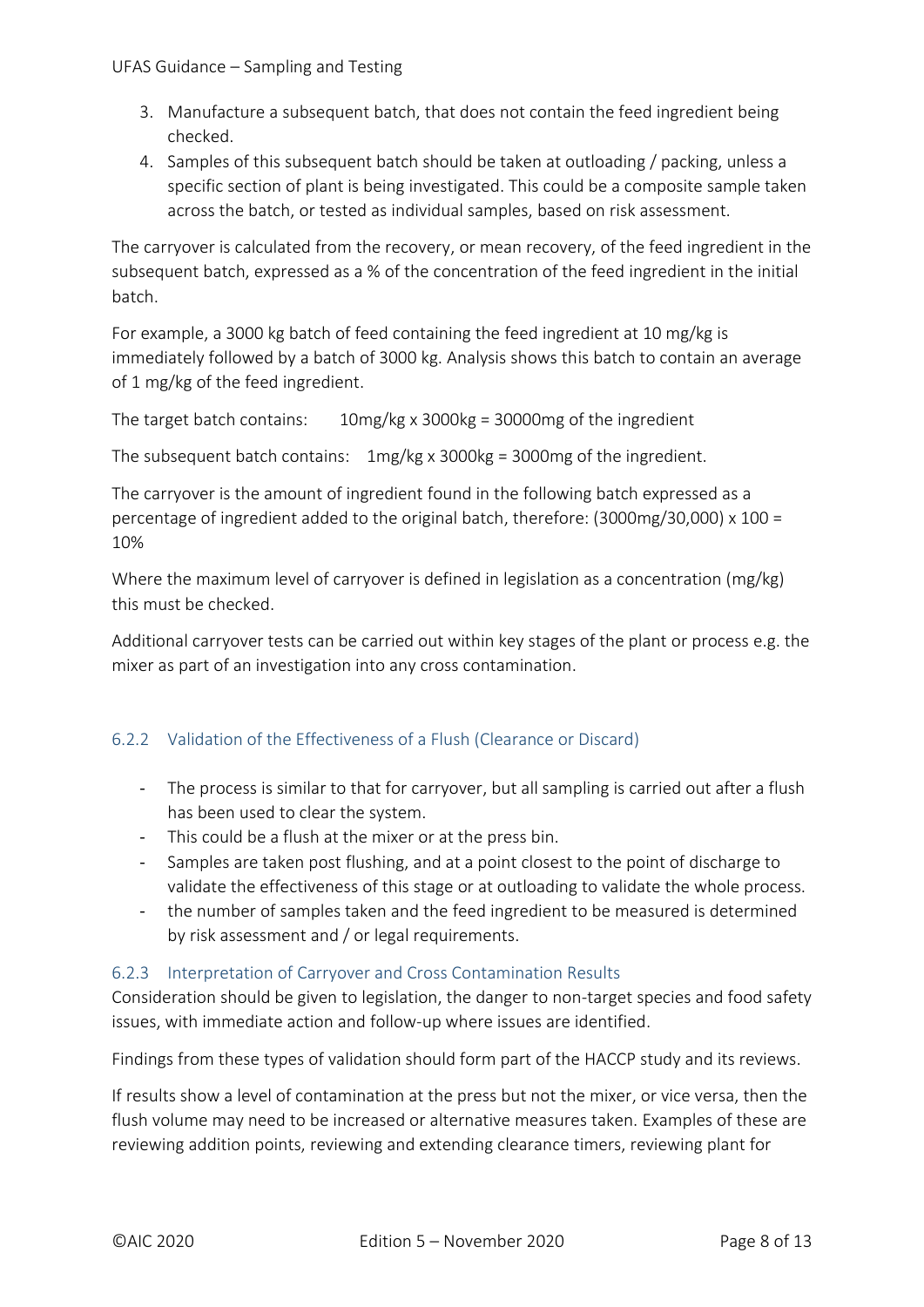3. Manufacture a subsequent batch, that does not contain the feed ingredient being checked.
4. Samples of this subsequent batch should be taken at outloading / packing, unless a specific section of plant is being investigated. This could be a composite sample taken across the batch, or tested as individual samples, based on risk assessment.

The carryover is calculated from the recovery, or mean recovery, of the feed ingredient in the subsequent batch, expressed as a % of the concentration of the feed ingredient in the initial batch.

For example, a 3000 kg batch of feed containing the feed ingredient at 10 mg/kg is immediately followed by a batch of 3000 kg. Analysis shows this batch to contain an average of 1 mg/kg of the feed ingredient.

The target batch contains: 10mg/kg x 3000kg = 30000mg of the ingredient

The subsequent batch contains: 1mg/kg x 3000kg = 3000mg of the ingredient.

The carryover is the amount of ingredient found in the following batch expressed as a percentage of ingredient added to the original batch, therefore: (3000mg/30,000) x 100 = 10%

Where the maximum level of carryover is defined in legislation as a concentration (mg/kg) this must be checked.

Additional carryover tests can be carried out within key stages of the plant or process e.g. the mixer as part of an investigation into any cross contamination.

### 6.2.2 Validation of the Effectiveness of a Flush (Clearance or Discard)

- The process is similar to that for carryover, but all sampling is carried out after a flush has been used to clear the system.
- This could be a flush at the mixer or at the press bin.
- Samples are taken post flushing, and at a point closest to the point of discharge to validate the effectiveness of this stage or at outloading to validate the whole process.
- the number of samples taken and the feed ingredient to be measured is determined by risk assessment and / or legal requirements.

### 6.2.3 Interpretation of Carryover and Cross Contamination Results

Consideration should be given to legislation, the danger to non-target species and food safety issues, with immediate action and follow-up where issues are identified.

Findings from these types of validation should form part of the HACCP study and its reviews.

If results show a level of contamination at the press but not the mixer, or vice versa, then the flush volume may need to be increased or alternative measures taken. Examples of these are reviewing addition points, reviewing and extending clearance timers, reviewing plant for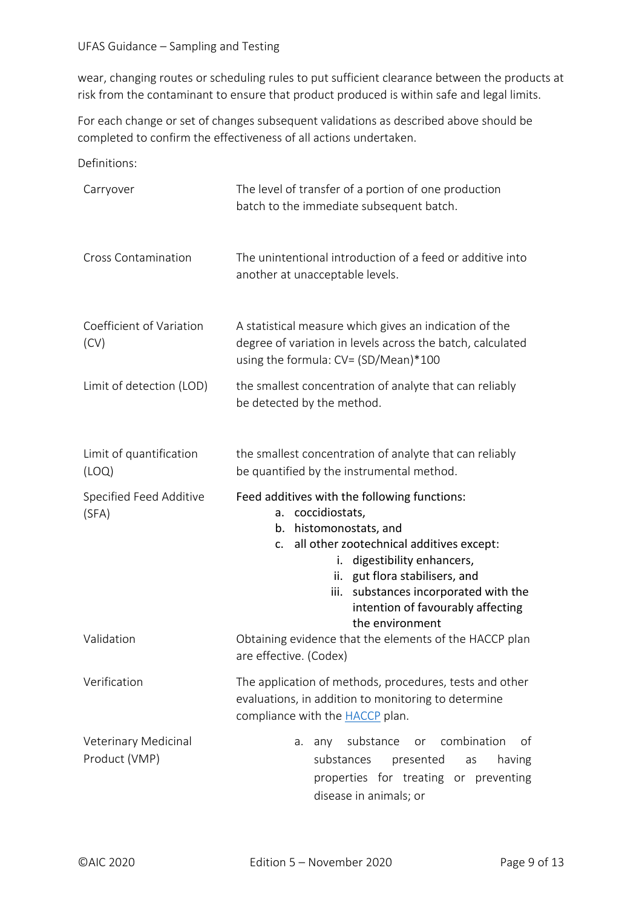wear, changing routes or scheduling rules to put sufficient clearance between the products at risk from the contaminant to ensure that product produced is within safe and legal limits.

For each change or set of changes subsequent validations as described above should be completed to confirm the effectiveness of all actions undertaken.

Definitions:

| | |
|---|---|
| Carryover | The level of transfer of a portion of one production batch to the immediate subsequent batch. |
| Cross Contamination | The unintentional introduction of a feed or additive into another at unacceptable levels. |
| Coefficient of Variation (CV) | A statistical measure which gives an indication of the degree of variation in levels across the batch, calculated using the formula: CV= (SD/Mean)*100 |
| Limit of detection (LOD) | the smallest concentration of analyte that can reliably be detected by the method. |
| Limit of quantification (LOQ) | the smallest concentration of analyte that can reliably be quantified by the instrumental method. |
| Specified Feed Additive (SFA) | Feed additives with the following functions:<br>a. coccidiostats,<br>b. histomonostats, and<br>c. all other zootechnical additives except:<br>i. digestibility enhancers,<br>ii. gut flora stabilisers, and<br>iii. substances incorporated with the intention of favourably affecting the environment |
| Validation | Obtaining evidence that the elements of the HACCP plan are effective. (Codex) |
| Verification | The application of methods, procedures, tests and other evaluations, in addition to monitoring to determine compliance with the HACCP plan. |
| Veterinary Medicinal Product (VMP) | a. any substance or combination of substances presented as having properties for treating or preventing disease in animals; or |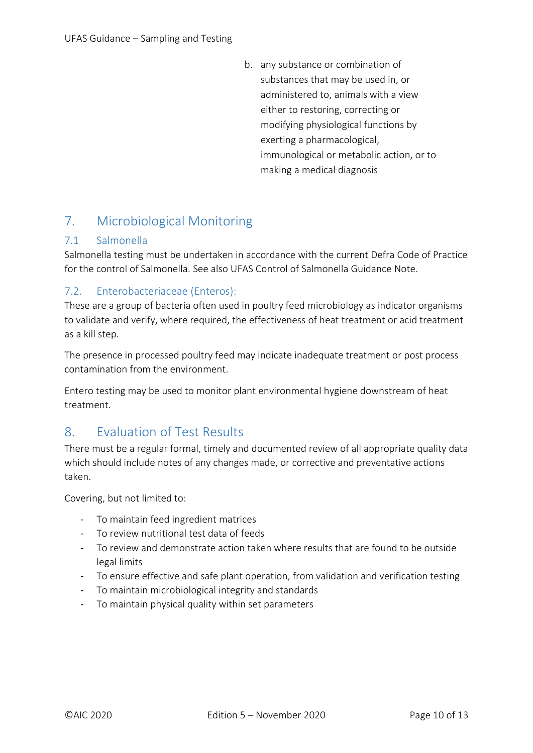b. any substance or combination of substances that may be used in, or administered to, animals with a view either to restoring, correcting or modifying physiological functions by exerting a pharmacological, immunological or metabolic action, or to making a medical diagnosis

# 7. Microbiological Monitoring

## 7.1 Salmonella

Salmonella testing must be undertaken in accordance with the current Defra Code of Practice for the control of Salmonella. See also UFAS Control of Salmonella Guidance Note.

## 7.2. Enterobacteriaceae (Enteros):

These are a group of bacteria often used in poultry feed microbiology as indicator organisms to validate and verify, where required, the effectiveness of heat treatment or acid treatment as a kill step.

The presence in processed poultry feed may indicate inadequate treatment or post process contamination from the environment.

Entero testing may be used to monitor plant environmental hygiene downstream of heat treatment.

# 8. Evaluation of Test Results

There must be a regular formal, timely and documented review of all appropriate quality data which should include notes of any changes made, or corrective and preventative actions taken.

Covering, but not limited to:

- To maintain feed ingredient matrices
- To review nutritional test data of feeds
- To review and demonstrate action taken where results that are found to be outside legal limits
- To ensure effective and safe plant operation, from validation and verification testing
- To maintain microbiological integrity and standards
- To maintain physical quality within set parameters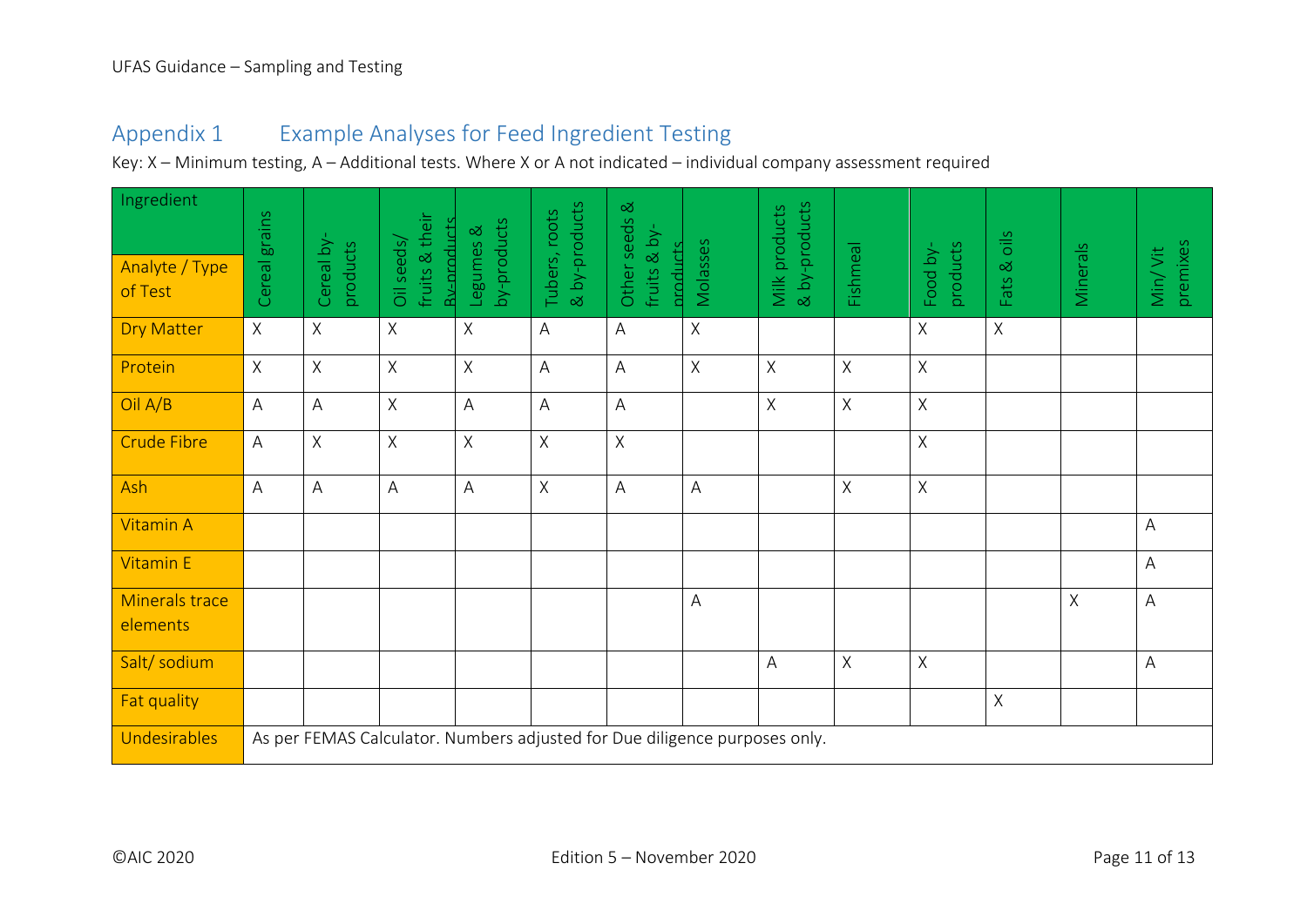## Appendix 1 Example Analyses for Feed Ingredient Testing

Key: X – Minimum testing, A – Additional tests. Where X or A not indicated – individual company assessment required

| Ingredient / Analyte / Type of Test | Cereal grains | Cereal by-products | Oil seeds/ fruits & their By-products | Legumes & by-products | Tubers, roots & by-products | Other seeds & fruits & by-products | Molasses | Milk products & by-products | Fishmeal | Food by-products | Fats & oils | Minerals | Min/ Vit premixes |
|---|---|---|---|---|---|---|---|---|---|---|---|---|---|
| Dry Matter | X | X | X | X | A | A | X | | | X | X | | |
| Protein | X | X | X | X | A | A | X | X | X | X | | | |
| Oil A/B | A | A | X | A | A | A | | X | X | X | | | |
| Crude Fibre | A | X | X | X | X | X | | | | X | | | |
| Ash | A | A | A | A | X | A | A | | X | X | | | |
| Vitamin A | | | | | | | | | | | | | A |
| Vitamin E | | | | | | | | | | | | | A |
| Minerals trace elements | | | | | | | A | | | | | X | A |
| Salt/ sodium | | | | | | | | A | X | X | | | A |
| Fat quality | | | | | | | | | | | X | | |
| Undesirables | As per FEMAS Calculator. Numbers adjusted for Due diligence purposes only. | | | | | | | | | | | | |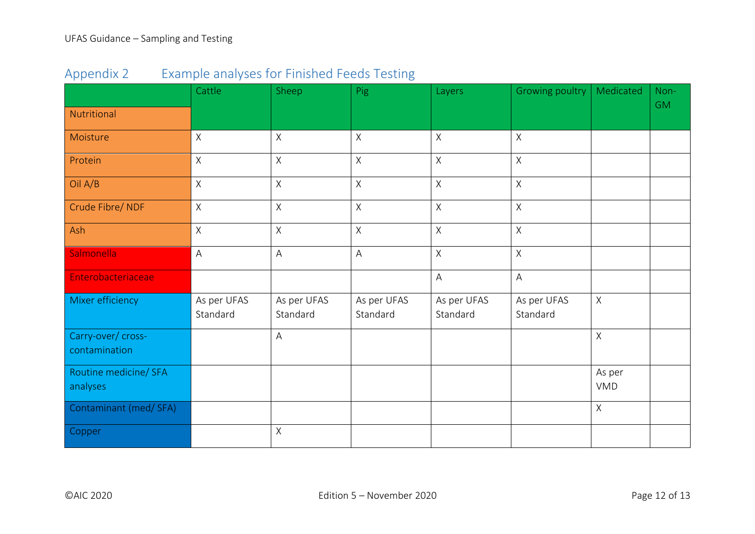## Appendix 2 Example analyses for Finished Feeds Testing

| Nutritional | Cattle | Sheep | Pig | Layers | Growing poultry | Medicated | Non-GM |
|---|---|---|---|---|---|---|---|
| Moisture | X | X | X | X | X | | |
| Protein | X | X | X | X | X | | |
| Oil A/B | X | X | X | X | X | | |
| Crude Fibre/ NDF | X | X | X | X | X | | |
| Ash | X | X | X | X | X | | |
| Salmonella | A | A | A | X | X | | |
| Enterobacteriaceae | | | | A | A | | |
| Mixer efficiency | As per UFAS Standard | As per UFAS Standard | As per UFAS Standard | As per UFAS Standard | As per UFAS Standard | X | |
| Carry-over/ cross-contamination | | A | | | | X | |
| Routine medicine/ SFA analyses | | | | | | As per VMD | |
| Contaminant (med/ SFA) | | | | | | X | |
| Copper | | X | | | | | |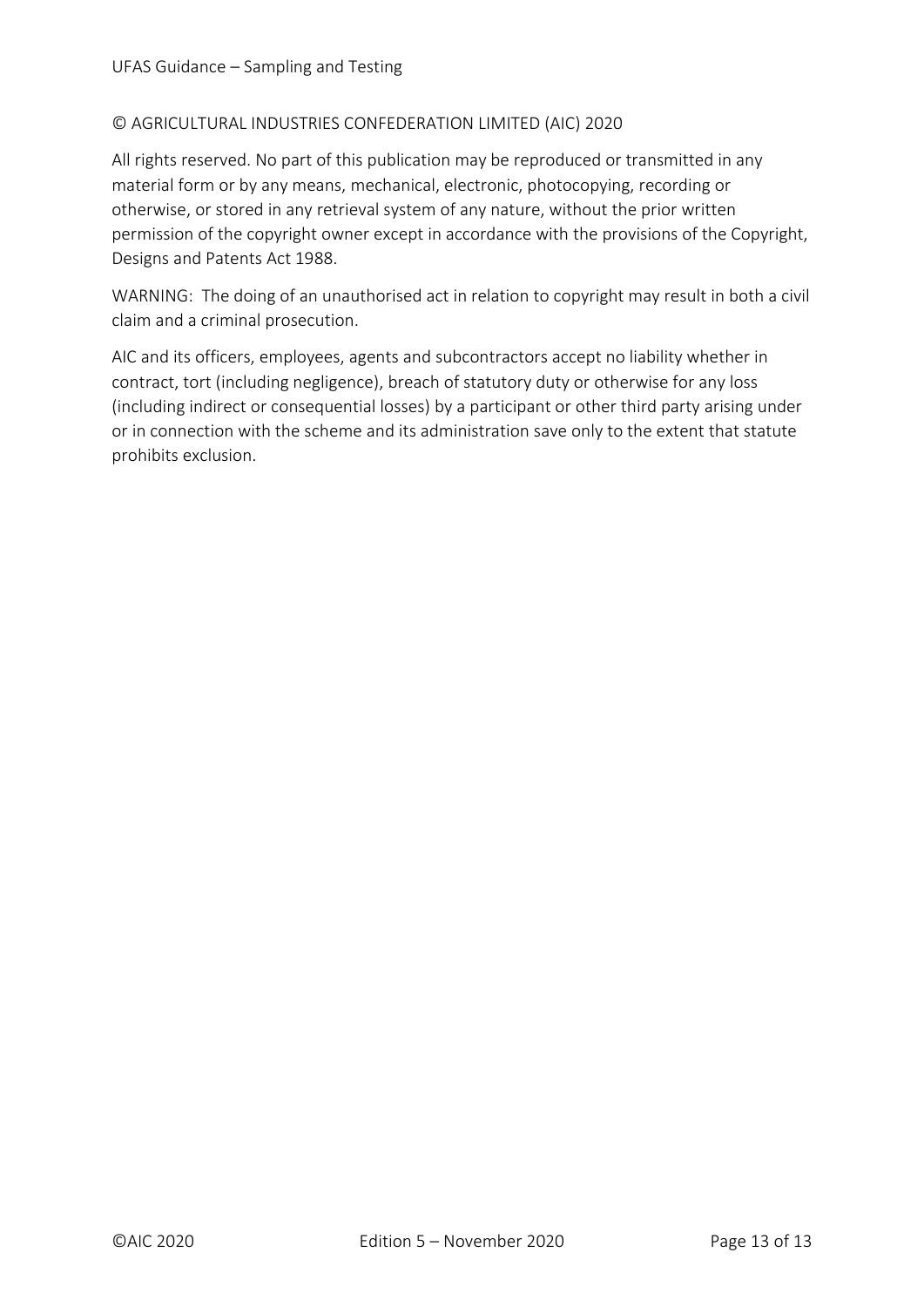© AGRICULTURAL INDUSTRIES CONFEDERATION LIMITED (AIC) 2020

All rights reserved. No part of this publication may be reproduced or transmitted in any material form or by any means, mechanical, electronic, photocopying, recording or otherwise, or stored in any retrieval system of any nature, without the prior written permission of the copyright owner except in accordance with the provisions of the Copyright, Designs and Patents Act 1988.

WARNING: The doing of an unauthorised act in relation to copyright may result in both a civil claim and a criminal prosecution.

AIC and its officers, employees, agents and subcontractors accept no liability whether in contract, tort (including negligence), breach of statutory duty or otherwise for any loss (including indirect or consequential losses) by a participant or other third party arising under or in connection with the scheme and its administration save only to the extent that statute prohibits exclusion.